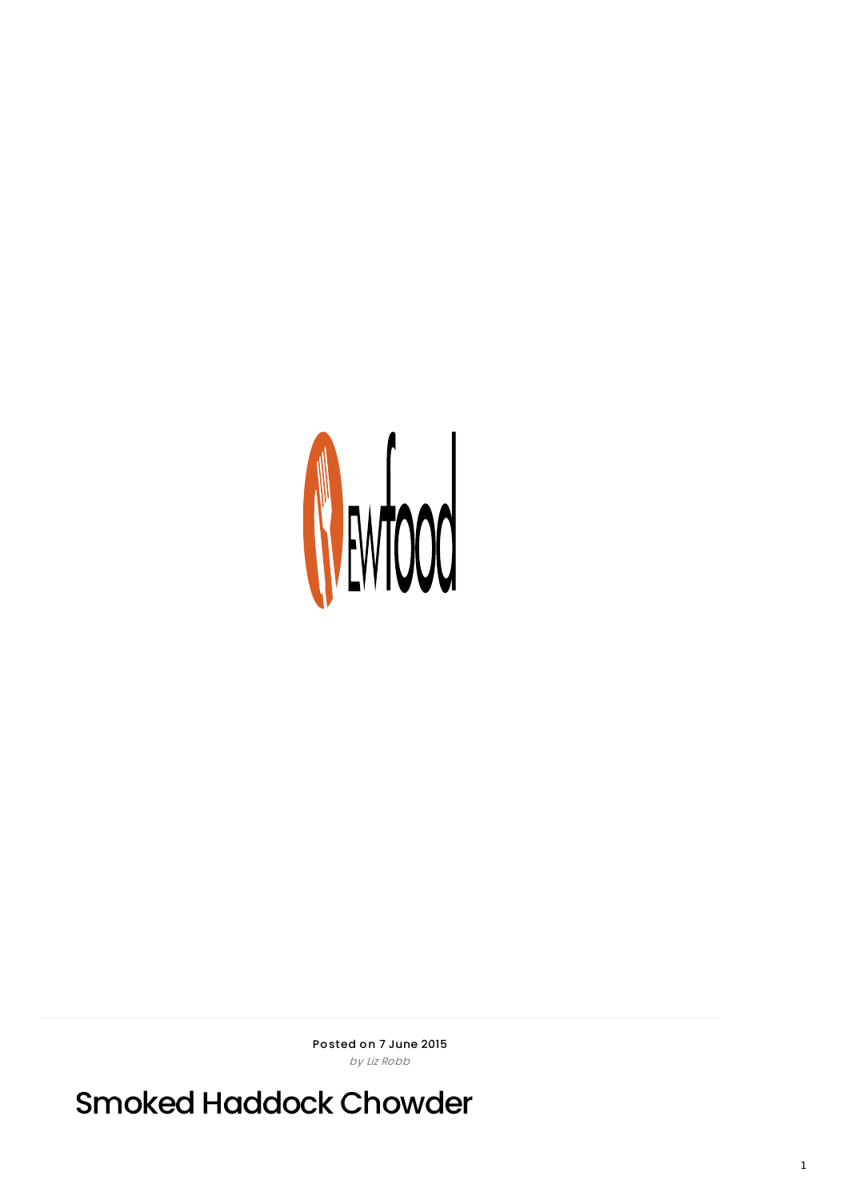Posted on 7 June 2015

*by Liz Robb*

# Smoked Haddock Chowder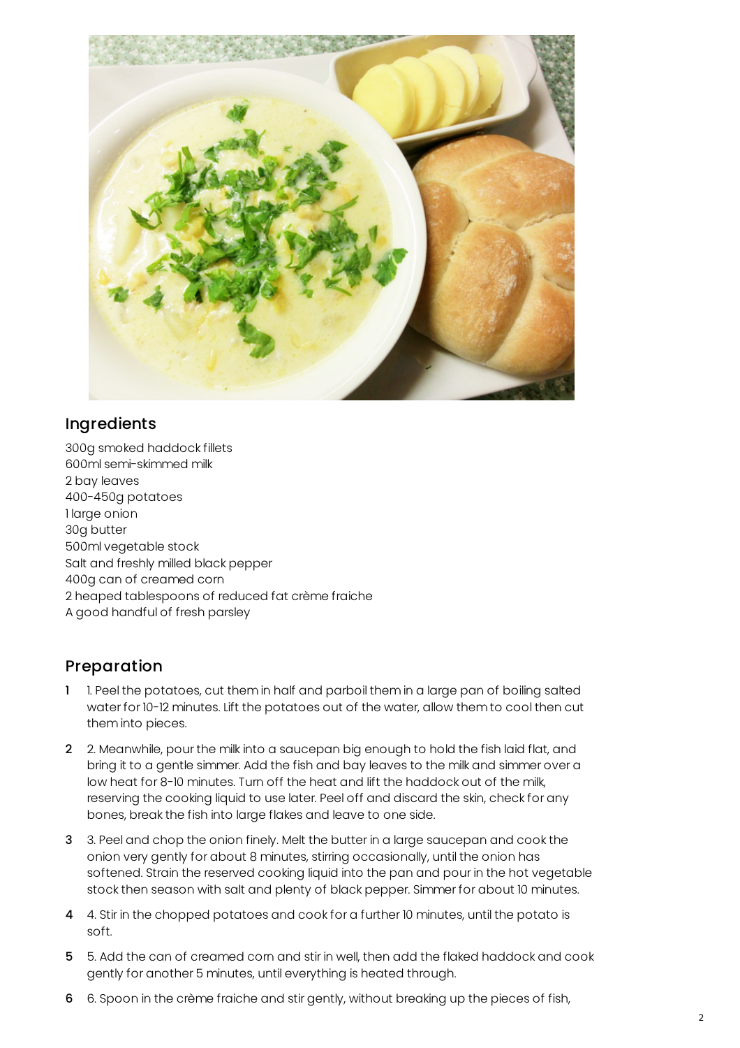## Ingredients

300g smoked haddock fillets
600ml semi-skimmed milk
2 bay leaves
400-450g potatoes
1 large onion
30g butter
500ml vegetable stock
Salt and freshly milled black pepper
400g can of creamed corn
2 heaped tablespoons of reduced fat crème fraiche
A good handful of fresh parsley

## Preparation

1. 1. Peel the potatoes, cut them in half and parboil them in a large pan of boiling salted water for 10-12 minutes. Lift the potatoes out of the water, allow them to cool then cut them into pieces.
2. 2. Meanwhile, pour the milk into a saucepan big enough to hold the fish laid flat, and bring it to a gentle simmer. Add the fish and bay leaves to the milk and simmer over a low heat for 8-10 minutes. Turn off the heat and lift the haddock out of the milk, reserving the cooking liquid to use later. Peel off and discard the skin, check for any bones, break the fish into large flakes and leave to one side.
3. 3. Peel and chop the onion finely. Melt the butter in a large saucepan and cook the onion very gently for about 8 minutes, stirring occasionally, until the onion has softened. Strain the reserved cooking liquid into the pan and pour in the hot vegetable stock then season with salt and plenty of black pepper. Simmer for about 10 minutes.
4. 4. Stir in the chopped potatoes and cook for a further 10 minutes, until the potato is soft.
5. 5. Add the can of creamed corn and stir in well, then add the flaked haddock and cook gently for another 5 minutes, until everything is heated through.
6. 6. Spoon in the crème fraiche and stir gently, without breaking up the pieces of fish,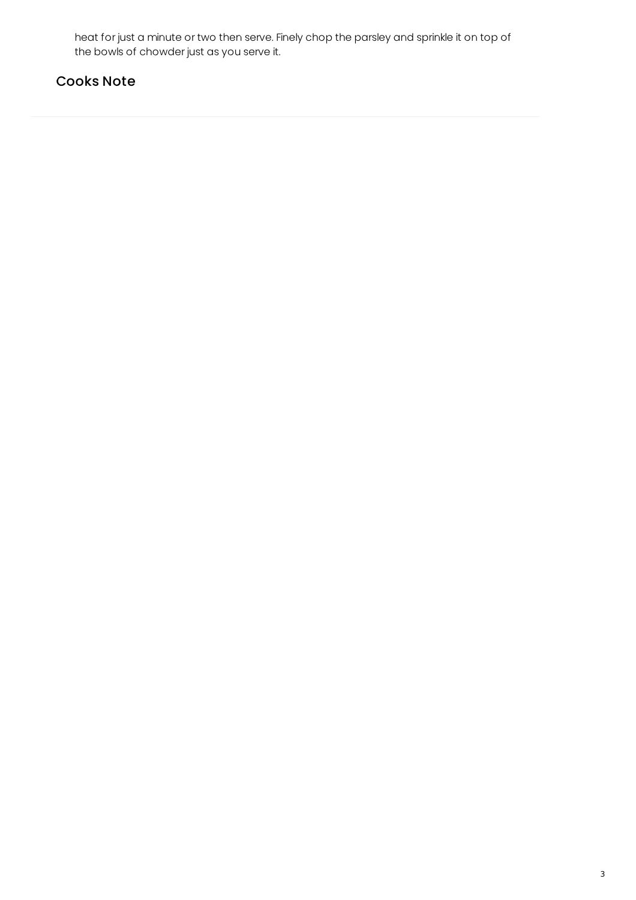heat for just a minute or two then serve. Finely chop the parsley and sprinkle it on top of the bowls of chowder just as you serve it.

## Cooks Note